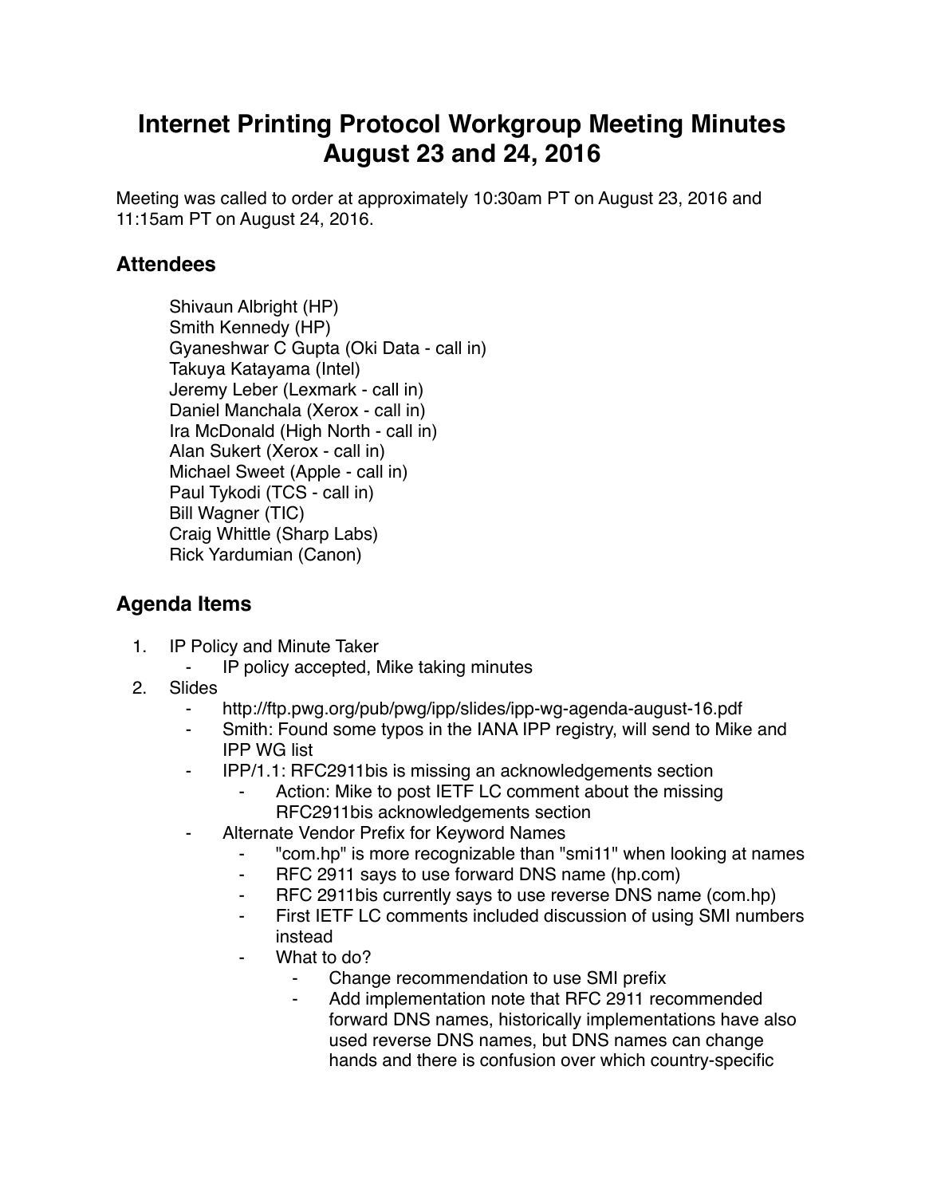# Internet Printing Protocol Workgroup Meeting Minutes August 23 and 24, 2016

Meeting was called to order at approximately 10:30am PT on August 23, 2016 and 11:15am PT on August 24, 2016.

## Attendees

Shivaun Albright (HP)
Smith Kennedy (HP)
Gyaneshwar C Gupta (Oki Data - call in)
Takuya Katayama (Intel)
Jeremy Leber (Lexmark - call in)
Daniel Manchala (Xerox - call in)
Ira McDonald (High North - call in)
Alan Sukert (Xerox - call in)
Michael Sweet (Apple - call in)
Paul Tykodi (TCS - call in)
Bill Wagner (TIC)
Craig Whittle (Sharp Labs)
Rick Yardumian (Canon)

## Agenda Items

1. IP Policy and Minute Taker
    - IP policy accepted, Mike taking minutes
2. Slides
    - http://ftp.pwg.org/pub/pwg/ipp/slides/ipp-wg-agenda-august-16.pdf
    - Smith: Found some typos in the IANA IPP registry, will send to Mike and IPP WG list
    - IPP/1.1: RFC2911bis is missing an acknowledgements section
        - Action: Mike to post IETF LC comment about the missing RFC2911bis acknowledgements section
    - Alternate Vendor Prefix for Keyword Names
        - "com.hp" is more recognizable than "smi11" when looking at names
        - RFC 2911 says to use forward DNS name (hp.com)
        - RFC 2911bis currently says to use reverse DNS name (com.hp)
        - First IETF LC comments included discussion of using SMI numbers instead
        - What to do?
            - Change recommendation to use SMI prefix
            - Add implementation note that RFC 2911 recommended forward DNS names, historically implementations have also used reverse DNS names, but DNS names can change hands and there is confusion over which country-specific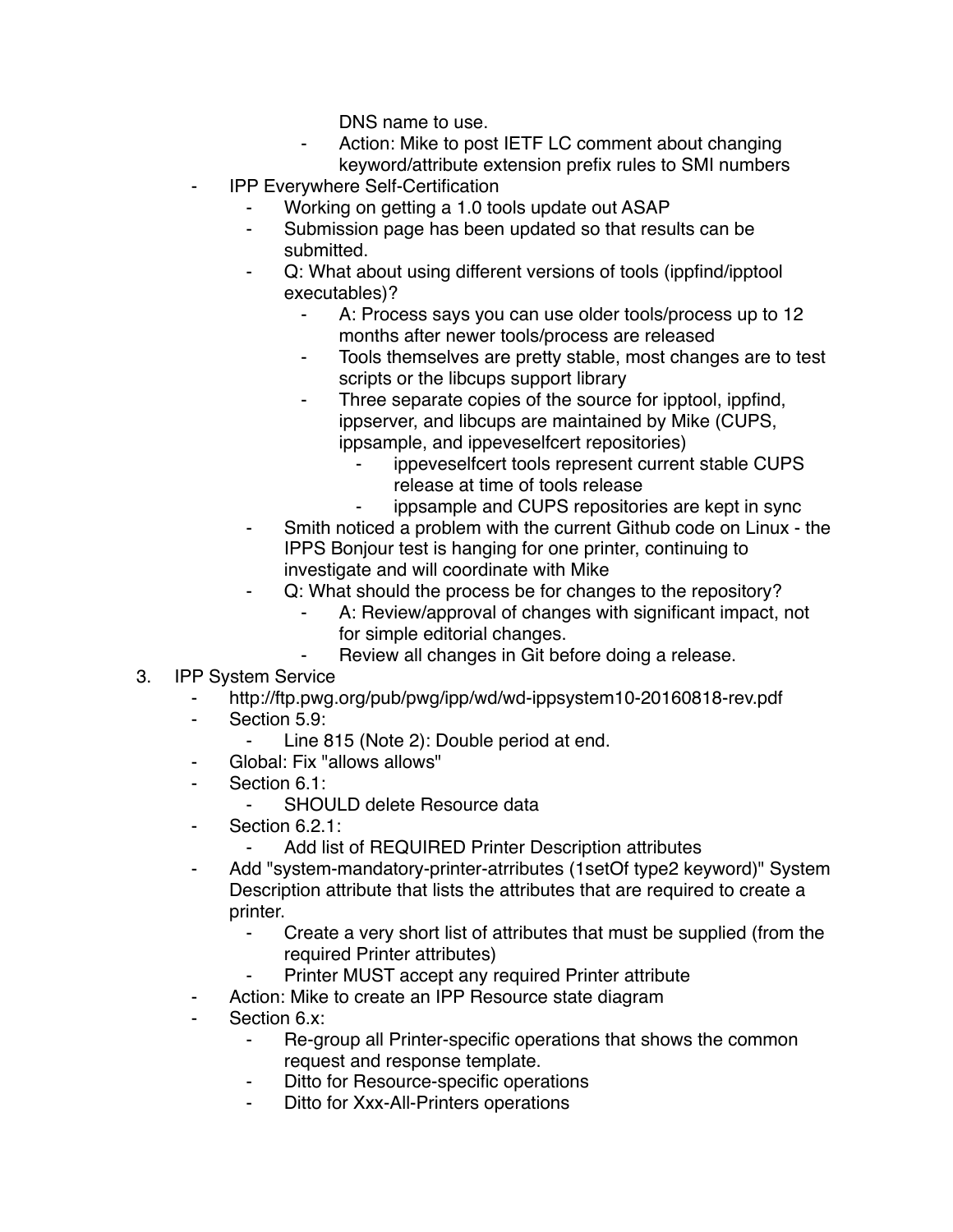- DNS name to use.
        - Action: Mike to post IETF LC comment about changing keyword/attribute extension prefix rules to SMI numbers
    - IPP Everywhere Self-Certification
        - Working on getting a 1.0 tools update out ASAP
        - Submission page has been updated so that results can be submitted.
        - Q: What about using different versions of tools (ippfind/ipptool executables)?
            - A: Process says you can use older tools/process up to 12 months after newer tools/process are released
            - Tools themselves are pretty stable, most changes are to test scripts or the libcups support library
            - Three separate copies of the source for ipptool, ippfind, ippserver, and libcups are maintained by Mike (CUPS, ippsample, and ippeveselfcert repositories)
                - ippeveselfcert tools represent current stable CUPS release at time of tools release
                - ippsample and CUPS repositories are kept in sync
        - Smith noticed a problem with the current Github code on Linux - the IPPS Bonjour test is hanging for one printer, continuing to investigate and will coordinate with Mike
        - Q: What should the process be for changes to the repository?
            - A: Review/approval of changes with significant impact, not for simple editorial changes.
            - Review all changes in Git before doing a release.

3. IPP System Service
    - http://ftp.pwg.org/pub/pwg/ipp/wd/wd-ippsystem10-20160818-rev.pdf
    - Section 5.9:
        - Line 815 (Note 2): Double period at end.
    - Global: Fix "allows allows"
    - Section 6.1:
        - SHOULD delete Resource data
    - Section 6.2.1:
        - Add list of REQUIRED Printer Description attributes
    - Add "system-mandatory-printer-atrributes (1setOf type2 keyword)" System Description attribute that lists the attributes that are required to create a printer.
        - Create a very short list of attributes that must be supplied (from the required Printer attributes)
        - Printer MUST accept any required Printer attribute
    - Action: Mike to create an IPP Resource state diagram
    - Section 6.x:
        - Re-group all Printer-specific operations that shows the common request and response template.
        - Ditto for Resource-specific operations
        - Ditto for Xxx-All-Printers operations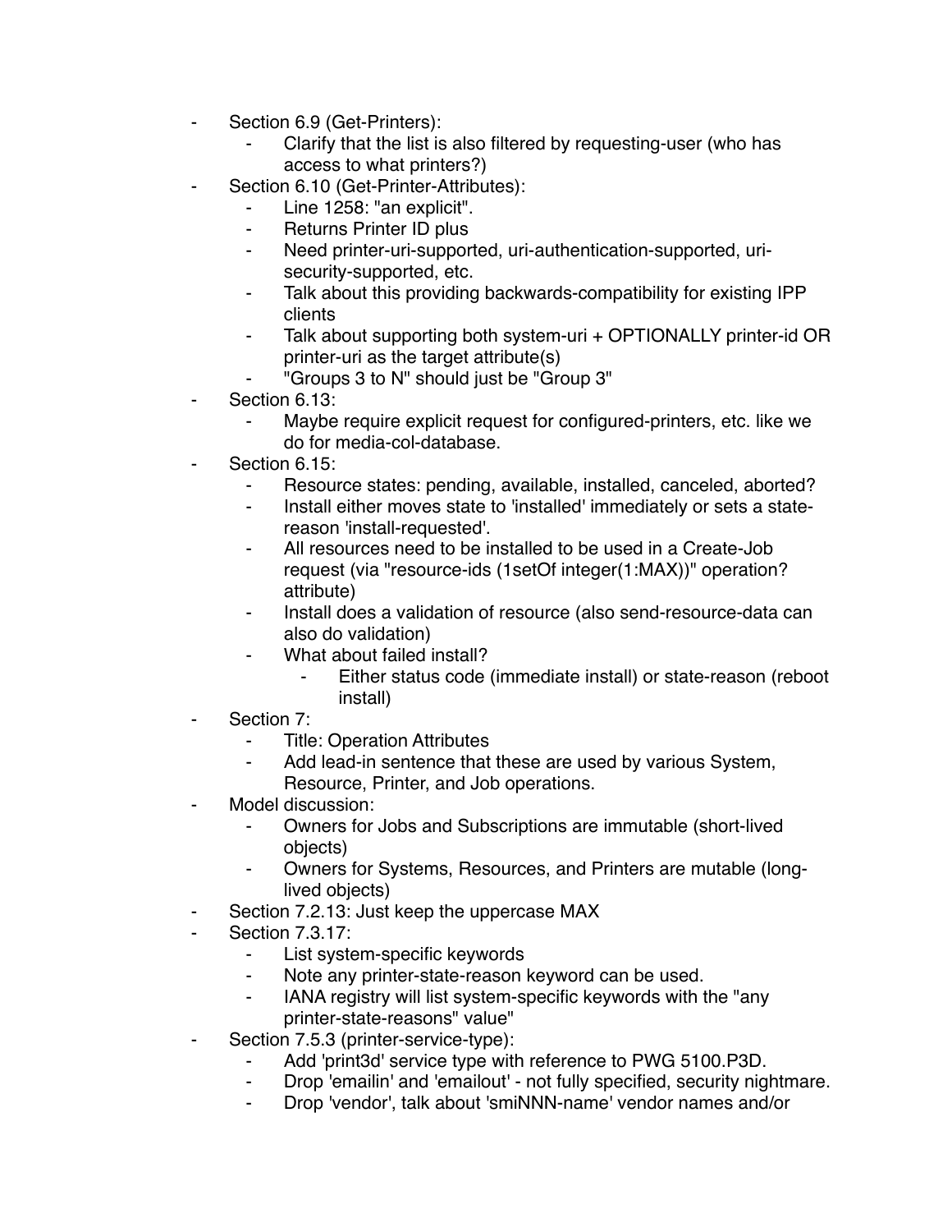- Section 6.9 (Get-Printers):
    - Clarify that the list is also filtered by requesting-user (who has access to what printers?)
- Section 6.10 (Get-Printer-Attributes):
    - Line 1258: "an explicit".
    - Returns Printer ID plus
    - Need printer-uri-supported, uri-authentication-supported, uri-security-supported, etc.
    - Talk about this providing backwards-compatibility for existing IPP clients
    - Talk about supporting both system-uri + OPTIONALLY printer-id OR printer-uri as the target attribute(s)
    - "Groups 3 to N" should just be "Group 3"
- Section 6.13:
    - Maybe require explicit request for configured-printers, etc. like we do for media-col-database.
- Section 6.15:
    - Resource states: pending, available, installed, canceled, aborted?
    - Install either moves state to 'installed' immediately or sets a state-reason 'install-requested'.
    - All resources need to be installed to be used in a Create-Job request (via "resource-ids (1setOf integer(1:MAX))" operation? attribute)
    - Install does a validation of resource (also send-resource-data can also do validation)
    - What about failed install?
        - Either status code (immediate install) or state-reason (reboot install)
- Section 7:
    - Title: Operation Attributes
    - Add lead-in sentence that these are used by various System, Resource, Printer, and Job operations.
- Model discussion:
    - Owners for Jobs and Subscriptions are immutable (short-lived objects)
    - Owners for Systems, Resources, and Printers are mutable (long-lived objects)
- Section 7.2.13: Just keep the uppercase MAX
- Section 7.3.17:
    - List system-specific keywords
    - Note any printer-state-reason keyword can be used.
    - IANA registry will list system-specific keywords with the "any printer-state-reasons" value"
- Section 7.5.3 (printer-service-type):
    - Add 'print3d' service type with reference to PWG 5100.P3D.
    - Drop 'emailin' and 'emailout' - not fully specified, security nightmare.
    - Drop 'vendor', talk about 'smiNNN-name' vendor names and/or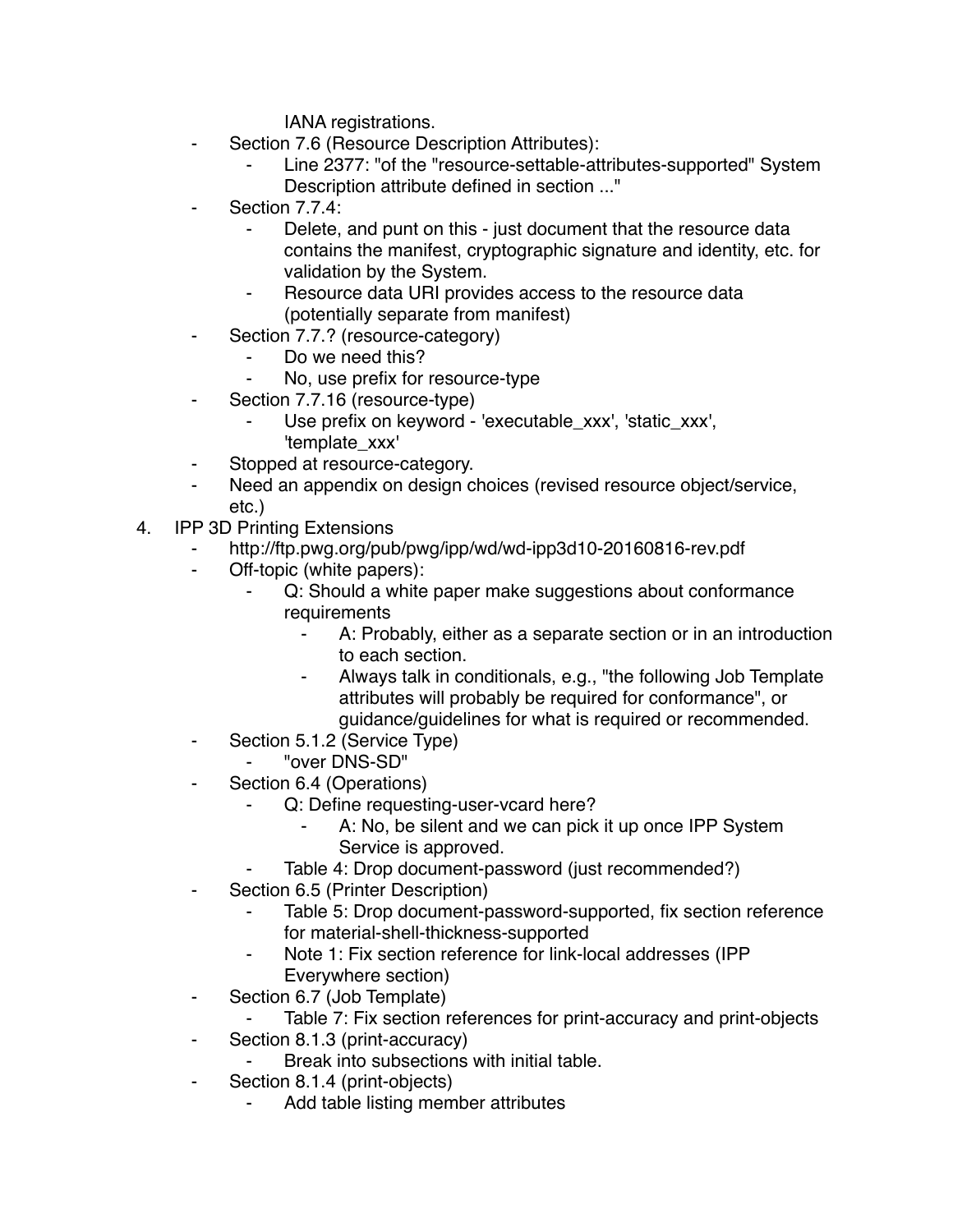IANA registrations.

- Section 7.6 (Resource Description Attributes):
    - Line 2377: "of the "resource-settable-attributes-supported" System Description attribute defined in section ..."
- Section 7.7.4:
    - Delete, and punt on this - just document that the resource data contains the manifest, cryptographic signature and identity, etc. for validation by the System.
    - Resource data URI provides access to the resource data (potentially separate from manifest)
- Section 7.7.? (resource-category)
    - Do we need this?
    - No, use prefix for resource-type
- Section 7.7.16 (resource-type)
    - Use prefix on keyword - 'executable_xxx', 'static_xxx', 'template_xxx'
- Stopped at resource-category.
- Need an appendix on design choices (revised resource object/service, etc.)

4. IPP 3D Printing Extensions
    - http://ftp.pwg.org/pub/pwg/ipp/wd/wd-ipp3d10-20160816-rev.pdf
    - Off-topic (white papers):
        - Q: Should a white paper make suggestions about conformance requirements
            - A: Probably, either as a separate section or in an introduction to each section.
            - Always talk in conditionals, e.g., "the following Job Template attributes will probably be required for conformance", or guidance/guidelines for what is required or recommended.
    - Section 5.1.2 (Service Type)
        - "over DNS-SD"
    - Section 6.4 (Operations)
        - Q: Define requesting-user-vcard here?
            - A: No, be silent and we can pick it up once IPP System Service is approved.
        - Table 4: Drop document-password (just recommended?)
    - Section 6.5 (Printer Description)
        - Table 5: Drop document-password-supported, fix section reference for material-shell-thickness-supported
        - Note 1: Fix section reference for link-local addresses (IPP Everywhere section)
    - Section 6.7 (Job Template)
        - Table 7: Fix section references for print-accuracy and print-objects
    - Section 8.1.3 (print-accuracy)
        - Break into subsections with initial table.
    - Section 8.1.4 (print-objects)
        - Add table listing member attributes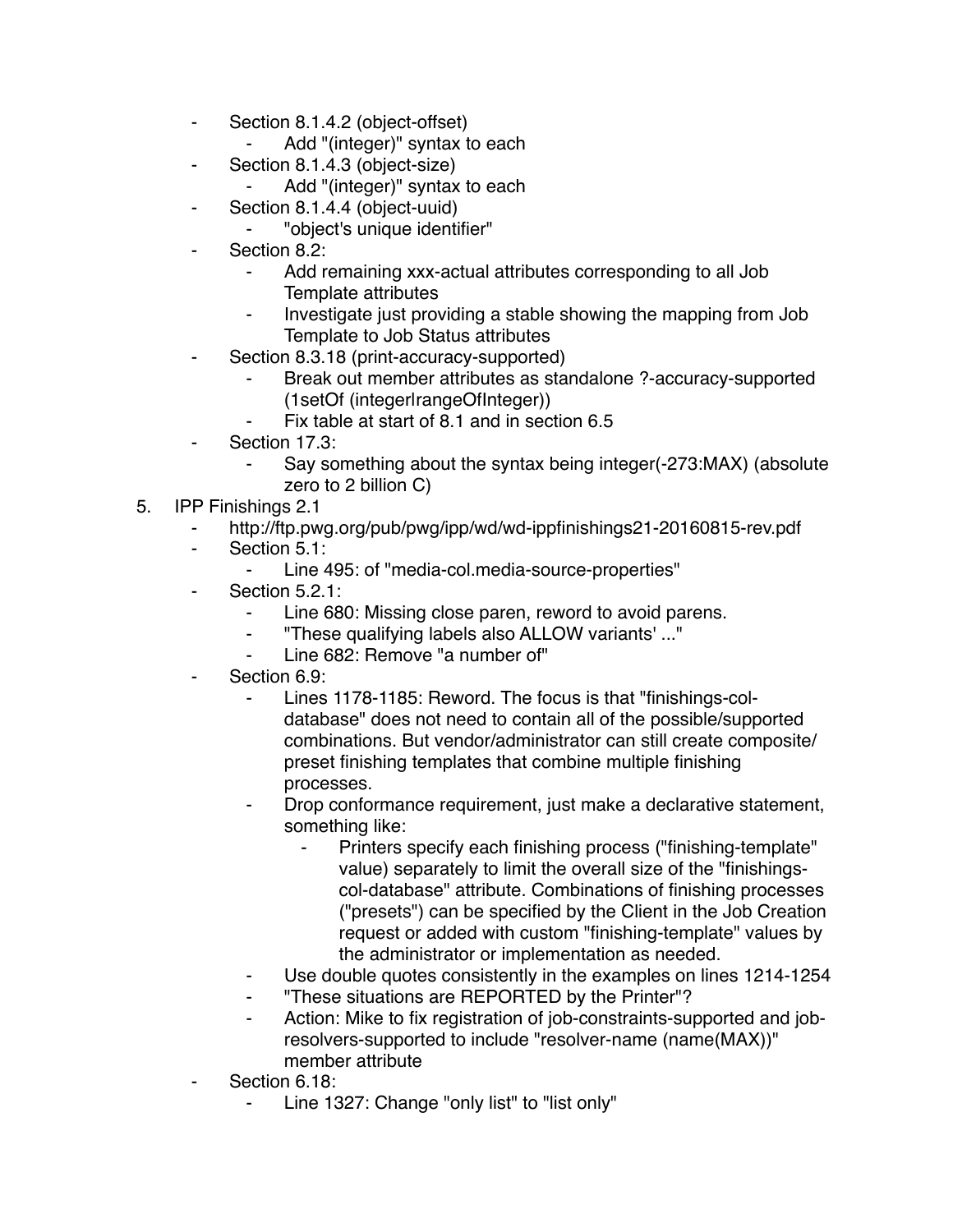- Section 8.1.4.2 (object-offset)
    - Add "(integer)" syntax to each
- Section 8.1.4.3 (object-size)
    - Add "(integer)" syntax to each
- Section 8.1.4.4 (object-uuid)
    - "object's unique identifier"
- Section 8.2:
    - Add remaining xxx-actual attributes corresponding to all Job Template attributes
    - Investigate just providing a stable showing the mapping from Job Template to Job Status attributes
- Section 8.3.18 (print-accuracy-supported)
    - Break out member attributes as standalone ?-accuracy-supported (1setOf (integer|rangeOfInteger))
    - Fix table at start of 8.1 and in section 6.5
- Section 17.3:
    - Say something about the syntax being integer(-273:MAX) (absolute zero to 2 billion C)

5. IPP Finishings 2.1
    - http://ftp.pwg.org/pub/pwg/ipp/wd/wd-ippfinishings21-20160815-rev.pdf
    - Section 5.1:
        - Line 495: of "media-col.media-source-properties"
    - Section 5.2.1:
        - Line 680: Missing close paren, reword to avoid parens.
        - "These qualifying labels also ALLOW variants' ..."
        - Line 682: Remove "a number of"
    - Section 6.9:
        - Lines 1178-1185: Reword. The focus is that "finishings-col-database" does not need to contain all of the possible/supported combinations. But vendor/administrator can still create composite/preset finishing templates that combine multiple finishing processes.
        - Drop conformance requirement, just make a declarative statement, something like:
            - Printers specify each finishing process ("finishing-template" value) separately to limit the overall size of the "finishings-col-database" attribute. Combinations of finishing processes ("presets") can be specified by the Client in the Job Creation request or added with custom "finishing-template" values by the administrator or implementation as needed.
        - Use double quotes consistently in the examples on lines 1214-1254
        - "These situations are REPORTED by the Printer"?
        - Action: Mike to fix registration of job-constraints-supported and job-resolvers-supported to include "resolver-name (name(MAX))" member attribute
    - Section 6.18:
        - Line 1327: Change "only list" to "list only"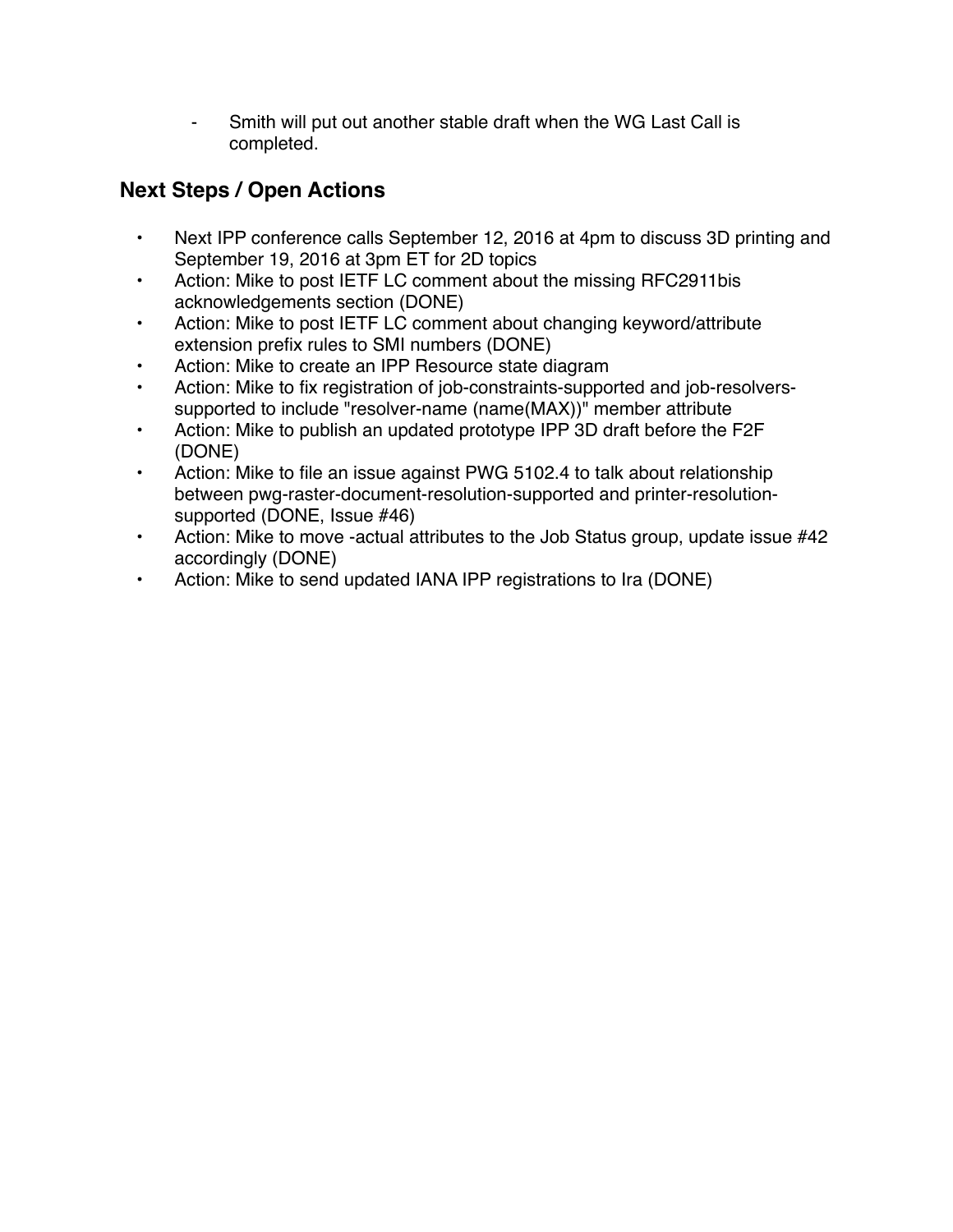- Smith will put out another stable draft when the WG Last Call is completed.

## Next Steps / Open Actions

- Next IPP conference calls September 12, 2016 at 4pm to discuss 3D printing and September 19, 2016 at 3pm ET for 2D topics
- Action: Mike to post IETF LC comment about the missing RFC2911bis acknowledgements section (DONE)
- Action: Mike to post IETF LC comment about changing keyword/attribute extension prefix rules to SMI numbers (DONE)
- Action: Mike to create an IPP Resource state diagram
- Action: Mike to fix registration of job-constraints-supported and job-resolvers-supported to include "resolver-name (name(MAX))" member attribute
- Action: Mike to publish an updated prototype IPP 3D draft before the F2F (DONE)
- Action: Mike to file an issue against PWG 5102.4 to talk about relationship between pwg-raster-document-resolution-supported and printer-resolution-supported (DONE, Issue #46)
- Action: Mike to move -actual attributes to the Job Status group, update issue #42 accordingly (DONE)
- Action: Mike to send updated IANA IPP registrations to Ira (DONE)